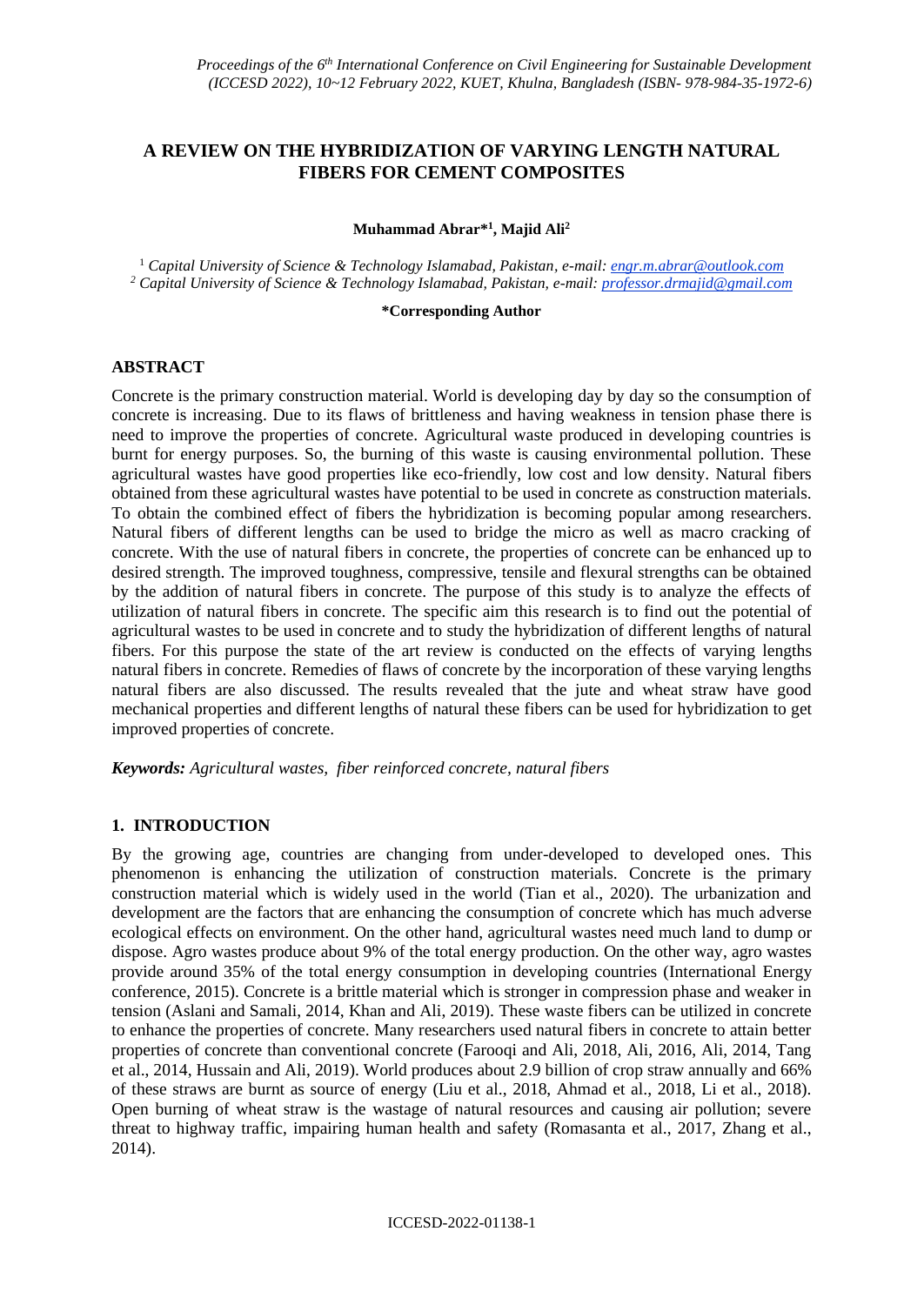# A REVIEW ON THE HYBRIDIZATION OF VARYING LENGTH NATURAL FIBERS FOR CEMENT COMPOSITES

**Muhammad Abrar*[1], Majid Ali[2]**

[1] *Capital University of Science & Technology Islamabad, Pakistan, e-mail: engr.m.abrar@outlook.com*
[2] *Capital University of Science & Technology Islamabad, Pakistan, e-mail: professor.drmajid@gmail.com*

***Corresponding Author**

## ABSTRACT

Concrete is the primary construction material. World is developing day by day so the consumption of concrete is increasing. Due to its flaws of brittleness and having weakness in tension phase there is need to improve the properties of concrete. Agricultural waste produced in developing countries is burnt for energy purposes. So, the burning of this waste is causing environmental pollution. These agricultural wastes have good properties like eco-friendly, low cost and low density. Natural fibers obtained from these agricultural wastes have potential to be used in concrete as construction materials. To obtain the combined effect of fibers the hybridization is becoming popular among researchers. Natural fibers of different lengths can be used to bridge the micro as well as macro cracking of concrete. With the use of natural fibers in concrete, the properties of concrete can be enhanced up to desired strength. The improved toughness, compressive, tensile and flexural strengths can be obtained by the addition of natural fibers in concrete. The purpose of this study is to analyze the effects of utilization of natural fibers in concrete. The specific aim this research is to find out the potential of agricultural wastes to be used in concrete and to study the hybridization of different lengths of natural fibers. For this purpose the state of the art review is conducted on the effects of varying lengths natural fibers in concrete. Remedies of flaws of concrete by the incorporation of these varying lengths natural fibers are also discussed. The results revealed that the jute and wheat straw have good mechanical properties and different lengths of natural these fibers can be used for hybridization to get improved properties of concrete.

***Keywords:*** *Agricultural wastes, fiber reinforced concrete, natural fibers*

## 1. INTRODUCTION

By the growing age, countries are changing from under-developed to developed ones. This phenomenon is enhancing the utilization of construction materials. Concrete is the primary construction material which is widely used in the world (Tian et al., 2020). The urbanization and development are the factors that are enhancing the consumption of concrete which has much adverse ecological effects on environment. On the other hand, agricultural wastes need much land to dump or dispose. Agro wastes produce about 9% of the total energy production. On the other way, agro wastes provide around 35% of the total energy consumption in developing countries (International Energy conference, 2015). Concrete is a brittle material which is stronger in compression phase and weaker in tension (Aslani and Samali, 2014, Khan and Ali, 2019). These waste fibers can be utilized in concrete to enhance the properties of concrete. Many researchers used natural fibers in concrete to attain better properties of concrete than conventional concrete (Farooqi and Ali, 2018, Ali, 2016, Ali, 2014, Tang et al., 2014, Hussain and Ali, 2019). World produces about 2.9 billion of crop straw annually and 66% of these straws are burnt as source of energy (Liu et al., 2018, Ahmad et al., 2018, Li et al., 2018). Open burning of wheat straw is the wastage of natural resources and causing air pollution; severe threat to highway traffic, impairing human health and safety (Romasanta et al., 2017, Zhang et al., 2014).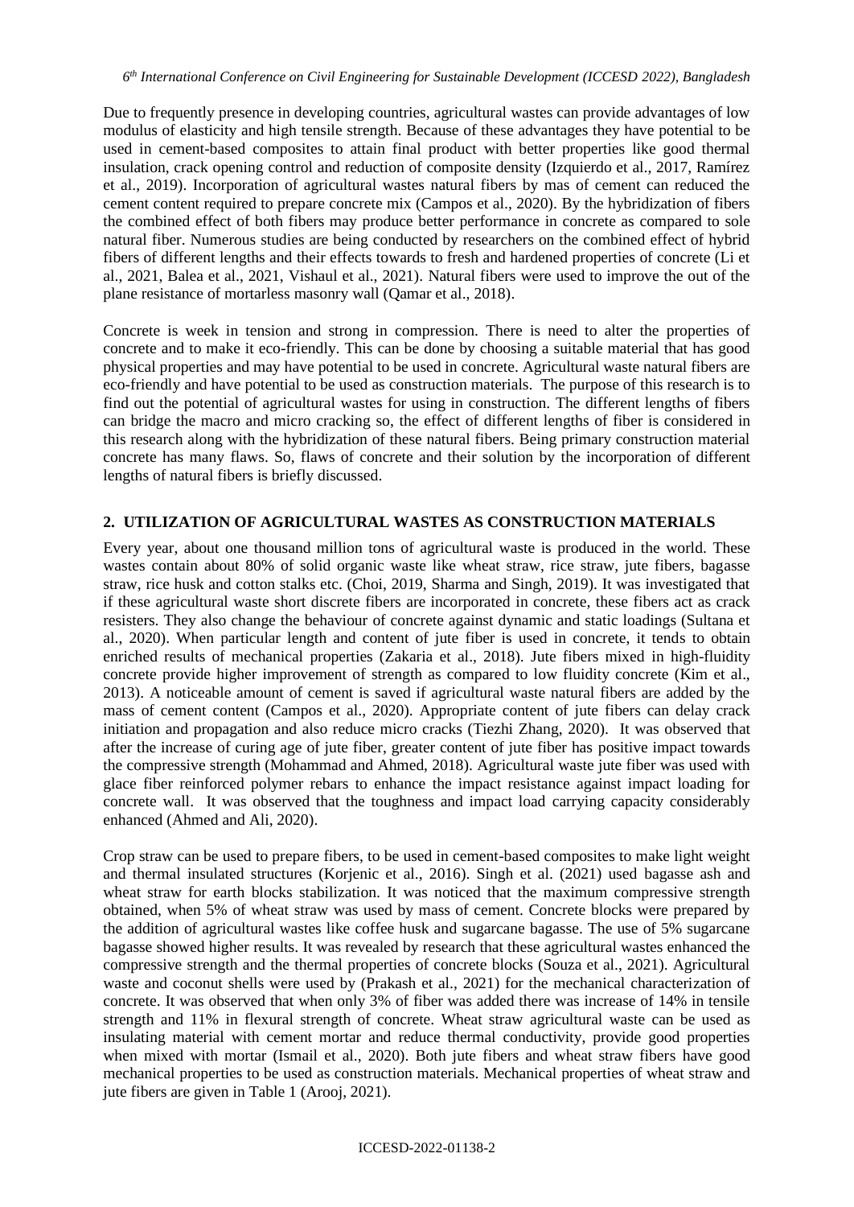Due to frequently presence in developing countries, agricultural wastes can provide advantages of low modulus of elasticity and high tensile strength. Because of these advantages they have potential to be used in cement-based composites to attain final product with better properties like good thermal insulation, crack opening control and reduction of composite density (Izquierdo et al., 2017, Ramírez et al., 2019). Incorporation of agricultural wastes natural fibers by mas of cement can reduced the cement content required to prepare concrete mix (Campos et al., 2020). By the hybridization of fibers the combined effect of both fibers may produce better performance in concrete as compared to sole natural fiber. Numerous studies are being conducted by researchers on the combined effect of hybrid fibers of different lengths and their effects towards to fresh and hardened properties of concrete (Li et al., 2021, Balea et al., 2021, Vishaul et al., 2021). Natural fibers were used to improve the out of the plane resistance of mortarless masonry wall (Qamar et al., 2018).

Concrete is week in tension and strong in compression. There is need to alter the properties of concrete and to make it eco-friendly. This can be done by choosing a suitable material that has good physical properties and may have potential to be used in concrete. Agricultural waste natural fibers are eco-friendly and have potential to be used as construction materials. The purpose of this research is to find out the potential of agricultural wastes for using in construction. The different lengths of fibers can bridge the macro and micro cracking so, the effect of different lengths of fiber is considered in this research along with the hybridization of these natural fibers. Being primary construction material concrete has many flaws. So, flaws of concrete and their solution by the incorporation of different lengths of natural fibers is briefly discussed.

## 2. UTILIZATION OF AGRICULTURAL WASTES AS CONSTRUCTION MATERIALS

Every year, about one thousand million tons of agricultural waste is produced in the world. These wastes contain about 80% of solid organic waste like wheat straw, rice straw, jute fibers, bagasse straw, rice husk and cotton stalks etc. (Choi, 2019, Sharma and Singh, 2019). It was investigated that if these agricultural waste short discrete fibers are incorporated in concrete, these fibers act as crack resisters. They also change the behaviour of concrete against dynamic and static loadings (Sultana et al., 2020). When particular length and content of jute fiber is used in concrete, it tends to obtain enriched results of mechanical properties (Zakaria et al., 2018). Jute fibers mixed in high-fluidity concrete provide higher improvement of strength as compared to low fluidity concrete (Kim et al., 2013). A noticeable amount of cement is saved if agricultural waste natural fibers are added by the mass of cement content (Campos et al., 2020). Appropriate content of jute fibers can delay crack initiation and propagation and also reduce micro cracks (Tiezhi Zhang, 2020). It was observed that after the increase of curing age of jute fiber, greater content of jute fiber has positive impact towards the compressive strength (Mohammad and Ahmed, 2018). Agricultural waste jute fiber was used with glace fiber reinforced polymer rebars to enhance the impact resistance against impact loading for concrete wall. It was observed that the toughness and impact load carrying capacity considerably enhanced (Ahmed and Ali, 2020).

Crop straw can be used to prepare fibers, to be used in cement-based composites to make light weight and thermal insulated structures (Korjenic et al., 2016). Singh et al. (2021) used bagasse ash and wheat straw for earth blocks stabilization. It was noticed that the maximum compressive strength obtained, when 5% of wheat straw was used by mass of cement. Concrete blocks were prepared by the addition of agricultural wastes like coffee husk and sugarcane bagasse. The use of 5% sugarcane bagasse showed higher results. It was revealed by research that these agricultural wastes enhanced the compressive strength and the thermal properties of concrete blocks (Souza et al., 2021). Agricultural waste and coconut shells were used by (Prakash et al., 2021) for the mechanical characterization of concrete. It was observed that when only 3% of fiber was added there was increase of 14% in tensile strength and 11% in flexural strength of concrete. Wheat straw agricultural waste can be used as insulating material with cement mortar and reduce thermal conductivity, provide good properties when mixed with mortar (Ismail et al., 2020). Both jute fibers and wheat straw fibers have good mechanical properties to be used as construction materials. Mechanical properties of wheat straw and jute fibers are given in Table 1 (Arooj, 2021).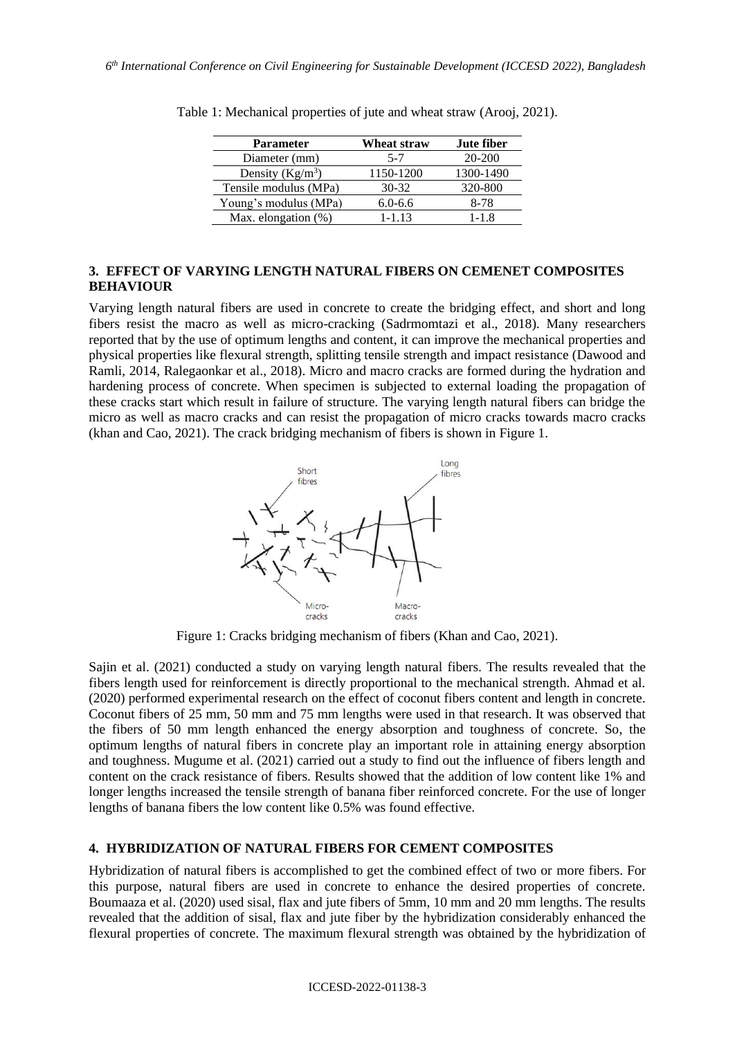Table 1: Mechanical properties of jute and wheat straw (Arooj, 2021).

| Parameter | Wheat straw | Jute fiber |
| --- | --- | --- |
| Diameter (mm) | 5-7 | 20-200 |
| Density ($Kg/m^3$) | 1150-1200 | 1300-1490 |
| Tensile modulus (MPa) | 30-32 | 320-800 |
| Young's modulus (MPa) | 6.0-6.6 | 8-78 |
| Max. elongation (%) | 1-1.13 | 1-1.8 |

## 3. EFFECT OF VARYING LENGTH NATURAL FIBERS ON CEMENET COMPOSITES BEHAVIOUR

Varying length natural fibers are used in concrete to create the bridging effect, and short and long fibers resist the macro as well as micro-cracking (Sadrmomtazi et al., 2018). Many researchers reported that by the use of optimum lengths and content, it can improve the mechanical properties and physical properties like flexural strength, splitting tensile strength and impact resistance (Dawood and Ramli, 2014, Ralegaonkar et al., 2018). Micro and macro cracks are formed during the hydration and hardening process of concrete. When specimen is subjected to external loading the propagation of these cracks start which result in failure of structure. The varying length natural fibers can bridge the micro as well as macro cracks and can resist the propagation of micro cracks towards macro cracks (khan and Cao, 2021). The crack bridging mechanism of fibers is shown in Figure 1.

Figure 1: Cracks bridging mechanism of fibers (Khan and Cao, 2021).

Sajin et al. (2021) conducted a study on varying length natural fibers. The results revealed that the fibers length used for reinforcement is directly proportional to the mechanical strength. Ahmad et al. (2020) performed experimental research on the effect of coconut fibers content and length in concrete. Coconut fibers of 25 mm, 50 mm and 75 mm lengths were used in that research. It was observed that the fibers of 50 mm length enhanced the energy absorption and toughness of concrete. So, the optimum lengths of natural fibers in concrete play an important role in attaining energy absorption and toughness. Mugume et al. (2021) carried out a study to find out the influence of fibers length and content on the crack resistance of fibers. Results showed that the addition of low content like 1% and longer lengths increased the tensile strength of banana fiber reinforced concrete. For the use of longer lengths of banana fibers the low content like 0.5% was found effective.

## 4. HYBRIDIZATION OF NATURAL FIBERS FOR CEMENT COMPOSITES

Hybridization of natural fibers is accomplished to get the combined effect of two or more fibers. For this purpose, natural fibers are used in concrete to enhance the desired properties of concrete. Boumaaza et al. (2020) used sisal, flax and jute fibers of 5mm, 10 mm and 20 mm lengths. The results revealed that the addition of sisal, flax and jute fiber by the hybridization considerably enhanced the flexural properties of concrete. The maximum flexural strength was obtained by the hybridization of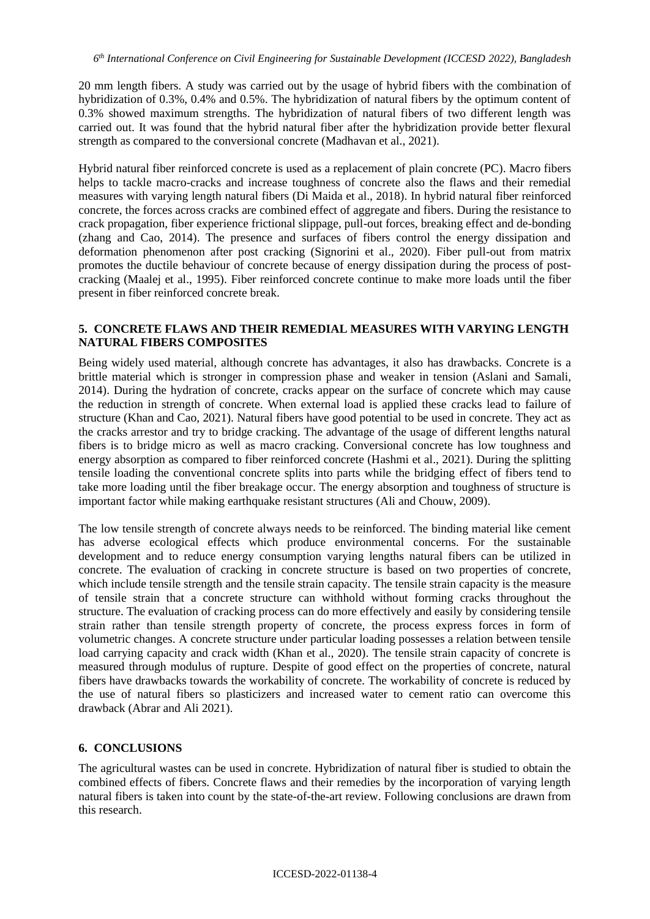20 mm length fibers. A study was carried out by the usage of hybrid fibers with the combination of hybridization of 0.3%, 0.4% and 0.5%. The hybridization of natural fibers by the optimum content of 0.3% showed maximum strengths. The hybridization of natural fibers of two different length was carried out. It was found that the hybrid natural fiber after the hybridization provide better flexural strength as compared to the conversional concrete (Madhavan et al., 2021).

Hybrid natural fiber reinforced concrete is used as a replacement of plain concrete (PC). Macro fibers helps to tackle macro-cracks and increase toughness of concrete also the flaws and their remedial measures with varying length natural fibers (Di Maida et al., 2018). In hybrid natural fiber reinforced concrete, the forces across cracks are combined effect of aggregate and fibers. During the resistance to crack propagation, fiber experience frictional slippage, pull-out forces, breaking effect and de-bonding (zhang and Cao, 2014). The presence and surfaces of fibers control the energy dissipation and deformation phenomenon after post cracking (Signorini et al., 2020). Fiber pull-out from matrix promotes the ductile behaviour of concrete because of energy dissipation during the process of post-cracking (Maalej et al., 1995). Fiber reinforced concrete continue to make more loads until the fiber present in fiber reinforced concrete break.

## 5. CONCRETE FLAWS AND THEIR REMEDIAL MEASURES WITH VARYING LENGTH NATURAL FIBERS COMPOSITES

Being widely used material, although concrete has advantages, it also has drawbacks. Concrete is a brittle material which is stronger in compression phase and weaker in tension (Aslani and Samali, 2014). During the hydration of concrete, cracks appear on the surface of concrete which may cause the reduction in strength of concrete. When external load is applied these cracks lead to failure of structure (Khan and Cao, 2021). Natural fibers have good potential to be used in concrete. They act as the cracks arrestor and try to bridge cracking. The advantage of the usage of different lengths natural fibers is to bridge micro as well as macro cracking. Conversional concrete has low toughness and energy absorption as compared to fiber reinforced concrete (Hashmi et al., 2021). During the splitting tensile loading the conventional concrete splits into parts while the bridging effect of fibers tend to take more loading until the fiber breakage occur. The energy absorption and toughness of structure is important factor while making earthquake resistant structures (Ali and Chouw, 2009).

The low tensile strength of concrete always needs to be reinforced. The binding material like cement has adverse ecological effects which produce environmental concerns. For the sustainable development and to reduce energy consumption varying lengths natural fibers can be utilized in concrete. The evaluation of cracking in concrete structure is based on two properties of concrete, which include tensile strength and the tensile strain capacity. The tensile strain capacity is the measure of tensile strain that a concrete structure can withhold without forming cracks throughout the structure. The evaluation of cracking process can do more effectively and easily by considering tensile strain rather than tensile strength property of concrete, the process express forces in form of volumetric changes. A concrete structure under particular loading possesses a relation between tensile load carrying capacity and crack width (Khan et al., 2020). The tensile strain capacity of concrete is measured through modulus of rupture. Despite of good effect on the properties of concrete, natural fibers have drawbacks towards the workability of concrete. The workability of concrete is reduced by the use of natural fibers so plasticizers and increased water to cement ratio can overcome this drawback (Abrar and Ali 2021).

## 6. CONCLUSIONS

The agricultural wastes can be used in concrete. Hybridization of natural fiber is studied to obtain the combined effects of fibers. Concrete flaws and their remedies by the incorporation of varying length natural fibers is taken into count by the state-of-the-art review. Following conclusions are drawn from this research.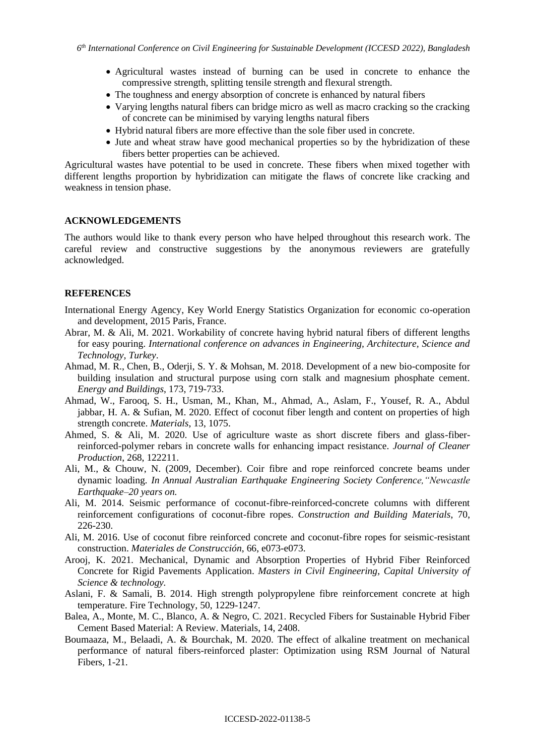- Agricultural wastes instead of burning can be used in concrete to enhance the compressive strength, splitting tensile strength and flexural strength.
- The toughness and energy absorption of concrete is enhanced by natural fibers
- Varying lengths natural fibers can bridge micro as well as macro cracking so the cracking of concrete can be minimised by varying lengths natural fibers
- Hybrid natural fibers are more effective than the sole fiber used in concrete.
- Jute and wheat straw have good mechanical properties so by the hybridization of these fibers better properties can be achieved.

Agricultural wastes have potential to be used in concrete. These fibers when mixed together with different lengths proportion by hybridization can mitigate the flaws of concrete like cracking and weakness in tension phase.

## ACKNOWLEDGEMENTS

The authors would like to thank every person who have helped throughout this research work. The careful review and constructive suggestions by the anonymous reviewers are gratefully acknowledged.

## REFERENCES

International Energy Agency, Key World Energy Statistics Organization for economic co-operation and development, 2015 Paris, France.

Abrar, M. & Ali, M. 2021. Workability of concrete having hybrid natural fibers of different lengths for easy pouring. *International conference on advances in Engineering, Architecture, Science and Technology, Turkey*.

Ahmad, M. R., Chen, B., Oderji, S. Y. & Mohsan, M. 2018. Development of a new bio-composite for building insulation and structural purpose using corn stalk and magnesium phosphate cement. *Energy and Buildings*, 173, 719-733.

Ahmad, W., Farooq, S. H., Usman, M., Khan, M., Ahmad, A., Aslam, F., Yousef, R. A., Abdul jabbar, H. A. & Sufian, M. 2020. Effect of coconut fiber length and content on properties of high strength concrete. *Materials*, 13, 1075.

Ahmed, S. & Ali, M. 2020. Use of agriculture waste as short discrete fibers and glass-fiber-reinforced-polymer rebars in concrete walls for enhancing impact resistance. *Journal of Cleaner Production*, 268, 122211.

Ali, M., & Chouw, N. (2009, December). Coir fibre and rope reinforced concrete beams under dynamic loading. *In Annual Australian Earthquake Engineering Society Conference,"Newcastle Earthquake–20 years on.*

Ali, M. 2014. Seismic performance of coconut-fibre-reinforced-concrete columns with different reinforcement configurations of coconut-fibre ropes. *Construction and Building Materials*, 70, 226-230.

Ali, M. 2016. Use of coconut fibre reinforced concrete and coconut-fibre ropes for seismic-resistant construction. *Materiales de Construcción*, 66, e073-e073.

Arooj, K. 2021. Mechanical, Dynamic and Absorption Properties of Hybrid Fiber Reinforced Concrete for Rigid Pavements Application. *Masters in Civil Engineering, Capital University of Science & technology.*

Aslani, F. & Samali, B. 2014. High strength polypropylene fibre reinforcement concrete at high temperature. Fire Technology, 50, 1229-1247.

Balea, A., Monte, M. C., Blanco, A. & Negro, C. 2021. Recycled Fibers for Sustainable Hybrid Fiber Cement Based Material: A Review. Materials, 14, 2408.

Boumaaza, M., Belaadi, A. & Bourchak, M. 2020. The effect of alkaline treatment on mechanical performance of natural fibers-reinforced plaster: Optimization using RSM Journal of Natural Fibers, 1-21.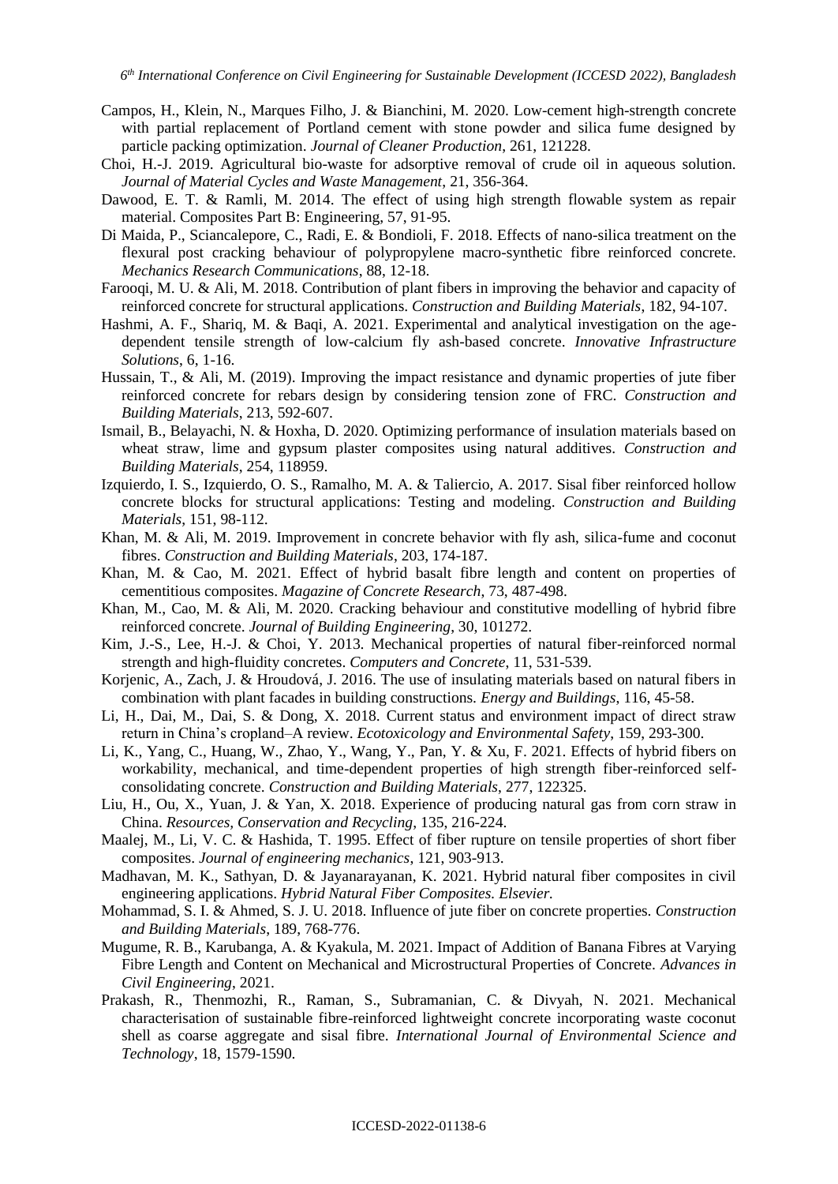Campos, H., Klein, N., Marques Filho, J. & Bianchini, M. 2020. Low-cement high-strength concrete with partial replacement of Portland cement with stone powder and silica fume designed by particle packing optimization. *Journal of Cleaner Production*, 261, 121228.

Choi, H.-J. 2019. Agricultural bio-waste for adsorptive removal of crude oil in aqueous solution. *Journal of Material Cycles and Waste Management*, 21, 356-364.

Dawood, E. T. & Ramli, M. 2014. The effect of using high strength flowable system as repair material. Composites Part B: Engineering, 57, 91-95.

Di Maida, P., Sciancalepore, C., Radi, E. & Bondioli, F. 2018. Effects of nano-silica treatment on the flexural post cracking behaviour of polypropylene macro-synthetic fibre reinforced concrete. *Mechanics Research Communications*, 88, 12-18.

Farooqi, M. U. & Ali, M. 2018. Contribution of plant fibers in improving the behavior and capacity of reinforced concrete for structural applications. *Construction and Building Materials*, 182, 94-107.

Hashmi, A. F., Shariq, M. & Baqi, A. 2021. Experimental and analytical investigation on the age-dependent tensile strength of low-calcium fly ash-based concrete. *Innovative Infrastructure Solutions*, 6, 1-16.

Hussain, T., & Ali, M. (2019). Improving the impact resistance and dynamic properties of jute fiber reinforced concrete for rebars design by considering tension zone of FRC. *Construction and Building Materials*, 213, 592-607.

Ismail, B., Belayachi, N. & Hoxha, D. 2020. Optimizing performance of insulation materials based on wheat straw, lime and gypsum plaster composites using natural additives. *Construction and Building Materials*, 254, 118959.

Izquierdo, I. S., Izquierdo, O. S., Ramalho, M. A. & Taliercio, A. 2017. Sisal fiber reinforced hollow concrete blocks for structural applications: Testing and modeling. *Construction and Building Materials*, 151, 98-112.

Khan, M. & Ali, M. 2019. Improvement in concrete behavior with fly ash, silica-fume and coconut fibres. *Construction and Building Materials*, 203, 174-187.

Khan, M. & Cao, M. 2021. Effect of hybrid basalt fibre length and content on properties of cementitious composites. *Magazine of Concrete Research*, 73, 487-498.

Khan, M., Cao, M. & Ali, M. 2020. Cracking behaviour and constitutive modelling of hybrid fibre reinforced concrete. *Journal of Building Engineering*, 30, 101272.

Kim, J.-S., Lee, H.-J. & Choi, Y. 2013. Mechanical properties of natural fiber-reinforced normal strength and high-fluidity concretes. *Computers and Concrete*, 11, 531-539.

Korjenic, A., Zach, J. & Hroudová, J. 2016. The use of insulating materials based on natural fibers in combination with plant facades in building constructions. *Energy and Buildings*, 116, 45-58.

Li, H., Dai, M., Dai, S. & Dong, X. 2018. Current status and environment impact of direct straw return in China's cropland–A review. *Ecotoxicology and Environmental Safety*, 159, 293-300.

Li, K., Yang, C., Huang, W., Zhao, Y., Wang, Y., Pan, Y. & Xu, F. 2021. Effects of hybrid fibers on workability, mechanical, and time-dependent properties of high strength fiber-reinforced self-consolidating concrete. *Construction and Building Materials*, 277, 122325.

Liu, H., Ou, X., Yuan, J. & Yan, X. 2018. Experience of producing natural gas from corn straw in China. *Resources, Conservation and Recycling*, 135, 216-224.

Maalej, M., Li, V. C. & Hashida, T. 1995. Effect of fiber rupture on tensile properties of short fiber composites. *Journal of engineering mechanics*, 121, 903-913.

Madhavan, M. K., Sathyan, D. & Jayanarayanan, K. 2021. Hybrid natural fiber composites in civil engineering applications. *Hybrid Natural Fiber Composites. Elsevier.*

Mohammad, S. I. & Ahmed, S. J. U. 2018. Influence of jute fiber on concrete properties. *Construction and Building Materials*, 189, 768-776.

Mugume, R. B., Karubanga, A. & Kyakula, M. 2021. Impact of Addition of Banana Fibres at Varying Fibre Length and Content on Mechanical and Microstructural Properties of Concrete. *Advances in Civil Engineering*, 2021.

Prakash, R., Thenmozhi, R., Raman, S., Subramanian, C. & Divyah, N. 2021. Mechanical characterisation of sustainable fibre-reinforced lightweight concrete incorporating waste coconut shell as coarse aggregate and sisal fibre. *International Journal of Environmental Science and Technology*, 18, 1579-1590.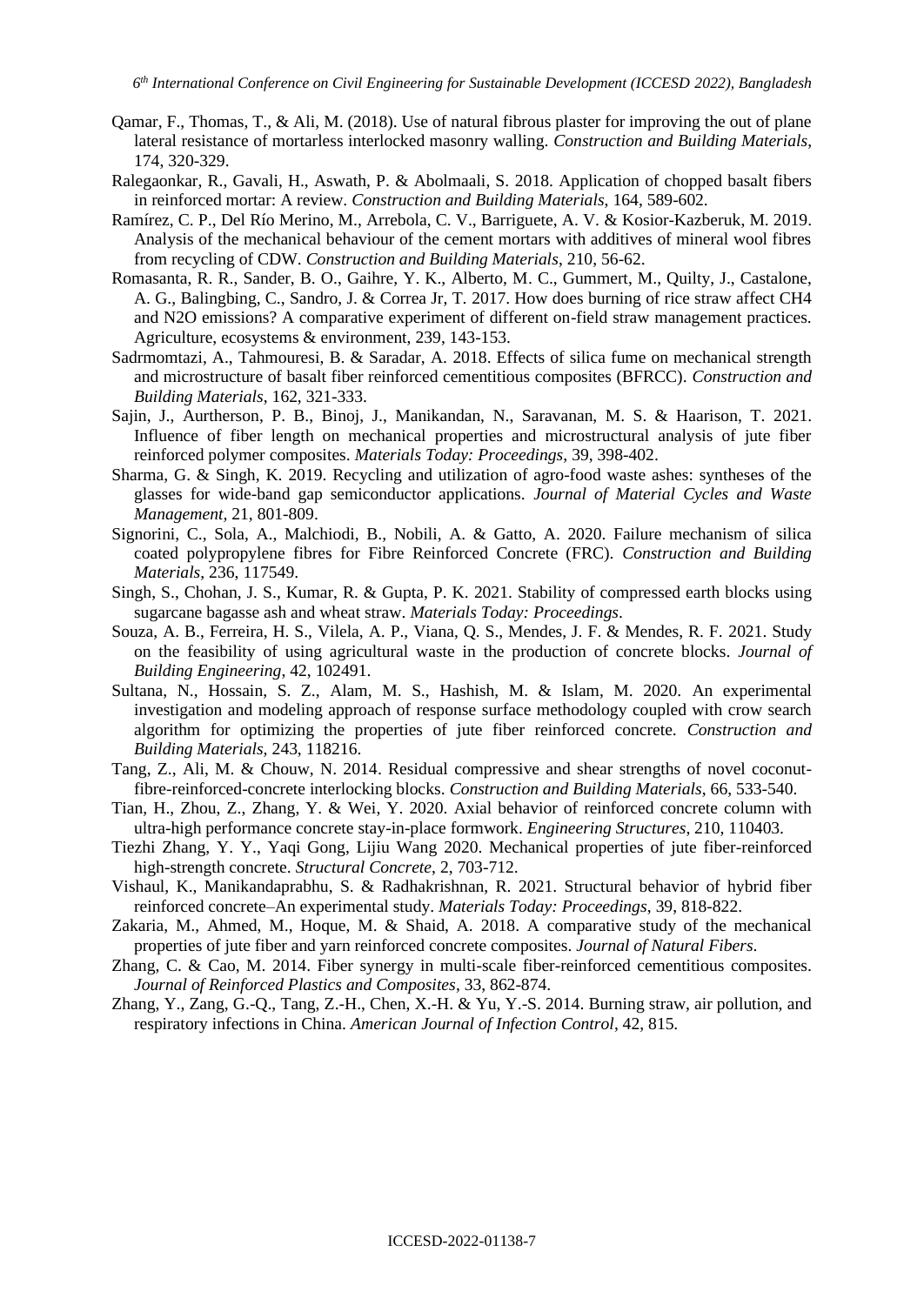Qamar, F., Thomas, T., & Ali, M. (2018). Use of natural fibrous plaster for improving the out of plane lateral resistance of mortarless interlocked masonry walling. *Construction and Building Materials*, 174, 320-329.

Ralegaonkar, R., Gavali, H., Aswath, P. & Abolmaali, S. 2018. Application of chopped basalt fibers in reinforced mortar: A review. *Construction and Building Materials*, 164, 589-602.

Ramírez, C. P., Del Río Merino, M., Arrebola, C. V., Barriguete, A. V. & Kosior-Kazberuk, M. 2019. Analysis of the mechanical behaviour of the cement mortars with additives of mineral wool fibres from recycling of CDW. *Construction and Building Materials*, 210, 56-62.

Romasanta, R. R., Sander, B. O., Gaihre, Y. K., Alberto, M. C., Gummert, M., Quilty, J., Castalone, A. G., Balingbing, C., Sandro, J. & Correa Jr, T. 2017. How does burning of rice straw affect CH4 and N2O emissions? A comparative experiment of different on-field straw management practices. Agriculture, ecosystems & environment, 239, 143-153.

Sadrmomtazi, A., Tahmouresi, B. & Saradar, A. 2018. Effects of silica fume on mechanical strength and microstructure of basalt fiber reinforced cementitious composites (BFRCC). *Construction and Building Materials*, 162, 321-333.

Sajin, J., Aurtherson, P. B., Binoj, J., Manikandan, N., Saravanan, M. S. & Haarison, T. 2021. Influence of fiber length on mechanical properties and microstructural analysis of jute fiber reinforced polymer composites. *Materials Today: Proceedings*, 39, 398-402.

Sharma, G. & Singh, K. 2019. Recycling and utilization of agro-food waste ashes: syntheses of the glasses for wide-band gap semiconductor applications. *Journal of Material Cycles and Waste Management*, 21, 801-809.

Signorini, C., Sola, A., Malchiodi, B., Nobili, A. & Gatto, A. 2020. Failure mechanism of silica coated polypropylene fibres for Fibre Reinforced Concrete (FRC). *Construction and Building Materials*, 236, 117549.

Singh, S., Chohan, J. S., Kumar, R. & Gupta, P. K. 2021. Stability of compressed earth blocks using sugarcane bagasse ash and wheat straw. *Materials Today: Proceedings*.

Souza, A. B., Ferreira, H. S., Vilela, A. P., Viana, Q. S., Mendes, J. F. & Mendes, R. F. 2021. Study on the feasibility of using agricultural waste in the production of concrete blocks. *Journal of Building Engineering*, 42, 102491.

Sultana, N., Hossain, S. Z., Alam, M. S., Hashish, M. & Islam, M. 2020. An experimental investigation and modeling approach of response surface methodology coupled with crow search algorithm for optimizing the properties of jute fiber reinforced concrete. *Construction and Building Materials*, 243, 118216.

Tang, Z., Ali, M. & Chouw, N. 2014. Residual compressive and shear strengths of novel coconut-fibre-reinforced-concrete interlocking blocks. *Construction and Building Materials*, 66, 533-540.

Tian, H., Zhou, Z., Zhang, Y. & Wei, Y. 2020. Axial behavior of reinforced concrete column with ultra-high performance concrete stay-in-place formwork. *Engineering Structures*, 210, 110403.

Tiezhi Zhang, Y. Y., Yaqi Gong, Lijiu Wang 2020. Mechanical properties of jute fiber-reinforced high-strength concrete. *Structural Concrete*, 2, 703-712.

Vishaul, K., Manikandaprabhu, S. & Radhakrishnan, R. 2021. Structural behavior of hybrid fiber reinforced concrete–An experimental study. *Materials Today: Proceedings*, 39, 818-822.

Zakaria, M., Ahmed, M., Hoque, M. & Shaid, A. 2018. A comparative study of the mechanical properties of jute fiber and yarn reinforced concrete composites. *Journal of Natural Fibers*.

Zhang, C. & Cao, M. 2014. Fiber synergy in multi-scale fiber-reinforced cementitious composites. *Journal of Reinforced Plastics and Composites*, 33, 862-874.

Zhang, Y., Zang, G.-Q., Tang, Z.-H., Chen, X.-H. & Yu, Y.-S. 2014. Burning straw, air pollution, and respiratory infections in China. *American Journal of Infection Control*, 42, 815.